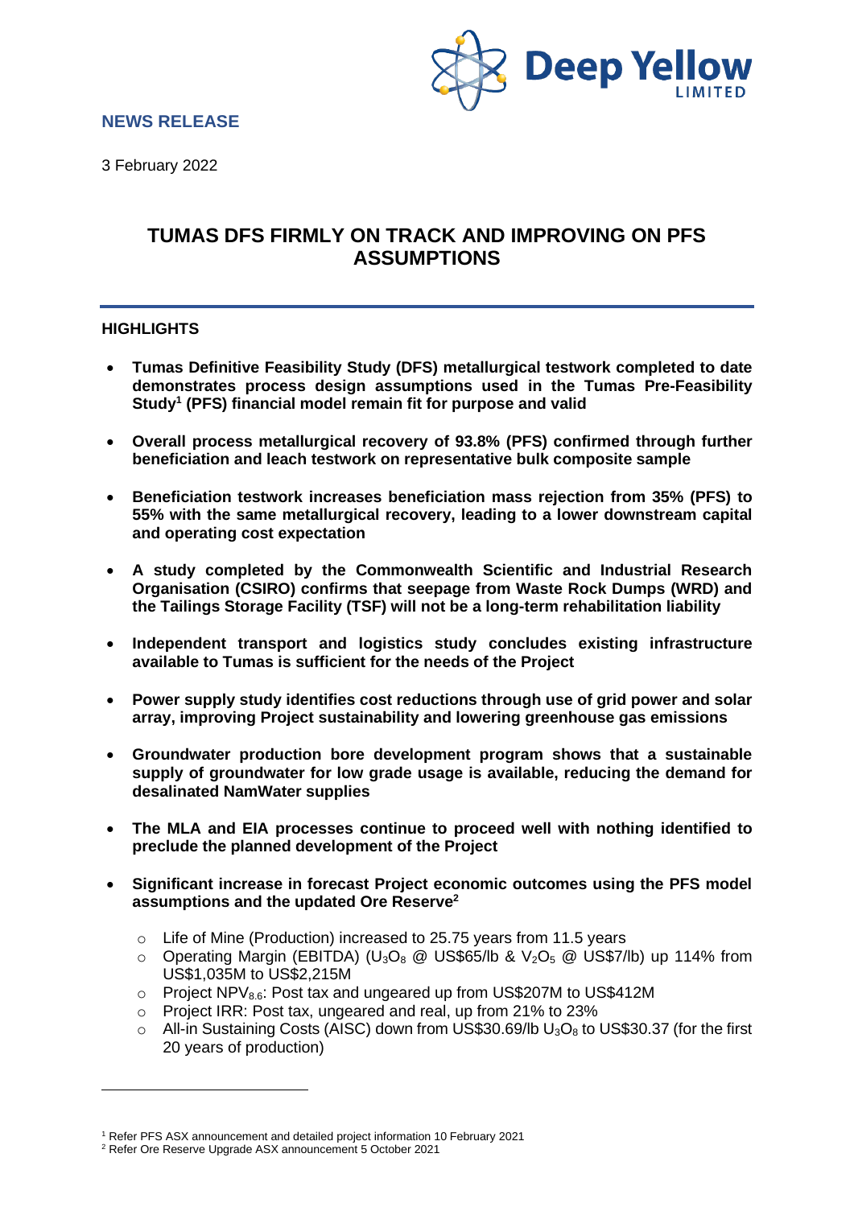**NEWS RELEASE**

3 February 2022

# TUMAS DFS FIRMLY ON TRACK AND IMPROVING ON PFS ASSUMPTIONS

## HIGHLIGHTS

- **Tumas Definitive Feasibility Study (DFS) metallurgical testwork completed to date demonstrates process design assumptions used in the Tumas Pre-Feasibility Study[1] (PFS) financial model remain fit for purpose and valid**
- **Overall process metallurgical recovery of 93.8% (PFS) confirmed through further beneficiation and leach testwork on representative bulk composite sample**
- **Beneficiation testwork increases beneficiation mass rejection from 35% (PFS) to 55% with the same metallurgical recovery, leading to a lower downstream capital and operating cost expectation**
- **A study completed by the Commonwealth Scientific and Industrial Research Organisation (CSIRO) confirms that seepage from Waste Rock Dumps (WRD) and the Tailings Storage Facility (TSF) will not be a long-term rehabilitation liability**
- **Independent transport and logistics study concludes existing infrastructure available to Tumas is sufficient for the needs of the Project**
- **Power supply study identifies cost reductions through use of grid power and solar array, improving Project sustainability and lowering greenhouse gas emissions**
- **Groundwater production bore development program shows that a sustainable supply of groundwater for low grade usage is available, reducing the demand for desalinated NamWater supplies**
- **The MLA and EIA processes continue to proceed well with nothing identified to preclude the planned development of the Project**
- **Significant increase in forecast Project economic outcomes using the PFS model assumptions and the updated Ore Reserve[2]**
  - Life of Mine (Production) increased to 25.75 years from 11.5 years
  - Operating Margin (EBITDA) ($U_3O_8$ @ US$65/lb & $V_2O_5$ @ US$7/lb) up 114% from US$1,035M to US$2,215M
  - Project $NPV_{8.6}$: Post tax and ungeared up from US$207M to US$412M
  - Project IRR: Post tax, ungeared and real, up from 21% to 23%
  - All-in Sustaining Costs (AISC) down from US$30.69/lb $U_3O_8$ to US$30.37 (for the first 20 years of production)

---

[1] Refer PFS ASX announcement and detailed project information 10 February 2021

[2] Refer Ore Reserve Upgrade ASX announcement 5 October 2021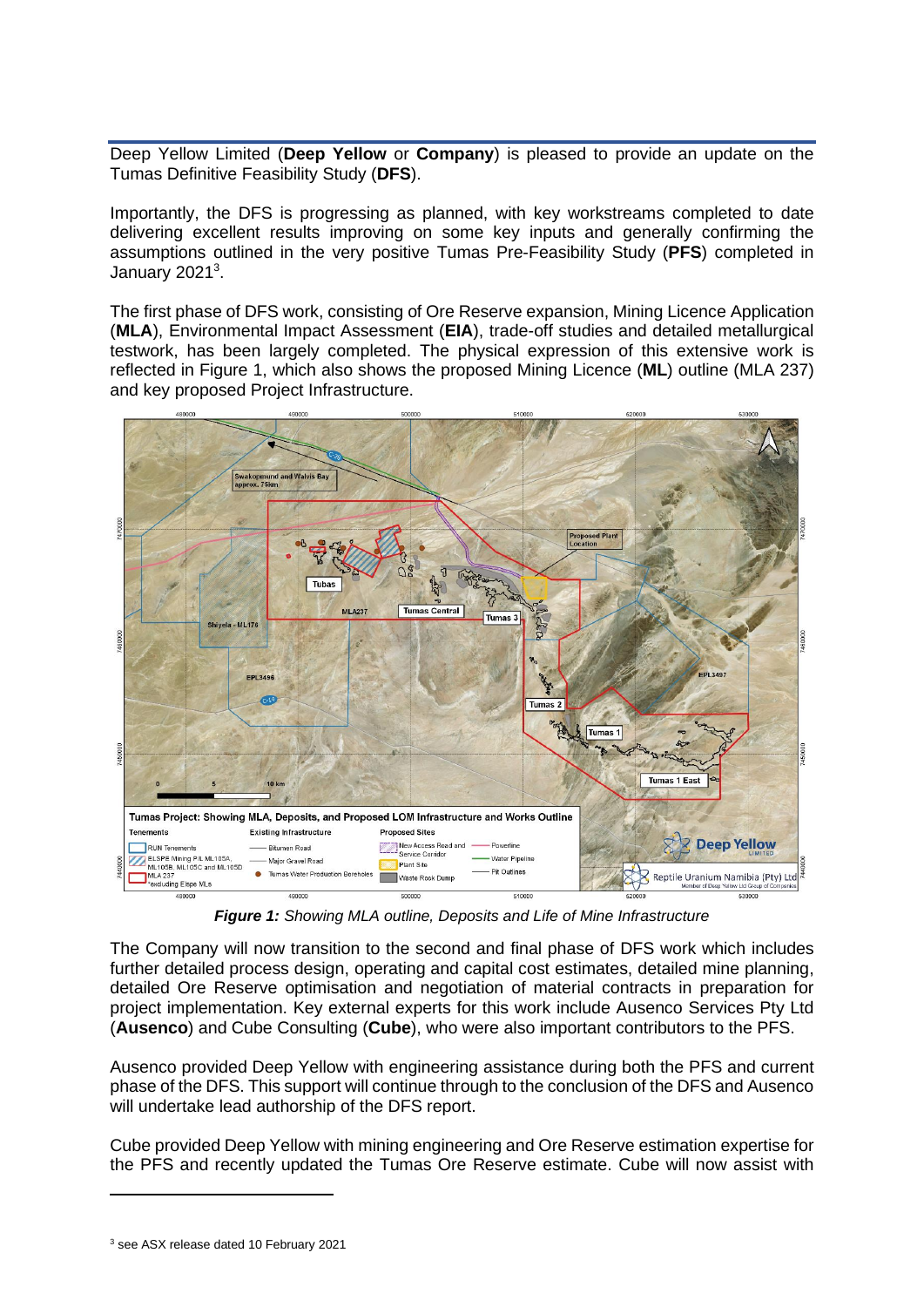Deep Yellow Limited (**Deep Yellow** or **Company**) is pleased to provide an update on the Tumas Definitive Feasibility Study (**DFS**).

Importantly, the DFS is progressing as planned, with key workstreams completed to date delivering excellent results improving on some key inputs and generally confirming the assumptions outlined in the very positive Tumas Pre-Feasibility Study (**PFS**) completed in January 2021[3].

The first phase of DFS work, consisting of Ore Reserve expansion, Mining Licence Application (**MLA**), Environmental Impact Assessment (**EIA**), trade-off studies and detailed metallurgical testwork, has been largely completed. The physical expression of this extensive work is reflected in Figure 1, which also shows the proposed Mining Licence (**ML**) outline (MLA 237) and key proposed Project Infrastructure.

***Figure 1:*** *Showing MLA outline, Deposits and Life of Mine Infrastructure*

The Company will now transition to the second and final phase of DFS work which includes further detailed process design, operating and capital cost estimates, detailed mine planning, detailed Ore Reserve optimisation and negotiation of material contracts in preparation for project implementation. Key external experts for this work include Ausenco Services Pty Ltd (**Ausenco**) and Cube Consulting (**Cube**), who were also important contributors to the PFS.

Ausenco provided Deep Yellow with engineering assistance during both the PFS and current phase of the DFS. This support will continue through to the conclusion of the DFS and Ausenco will undertake lead authorship of the DFS report.

Cube provided Deep Yellow with mining engineering and Ore Reserve estimation expertise for the PFS and recently updated the Tumas Ore Reserve estimate. Cube will now assist with

[3] see ASX release dated 10 February 2021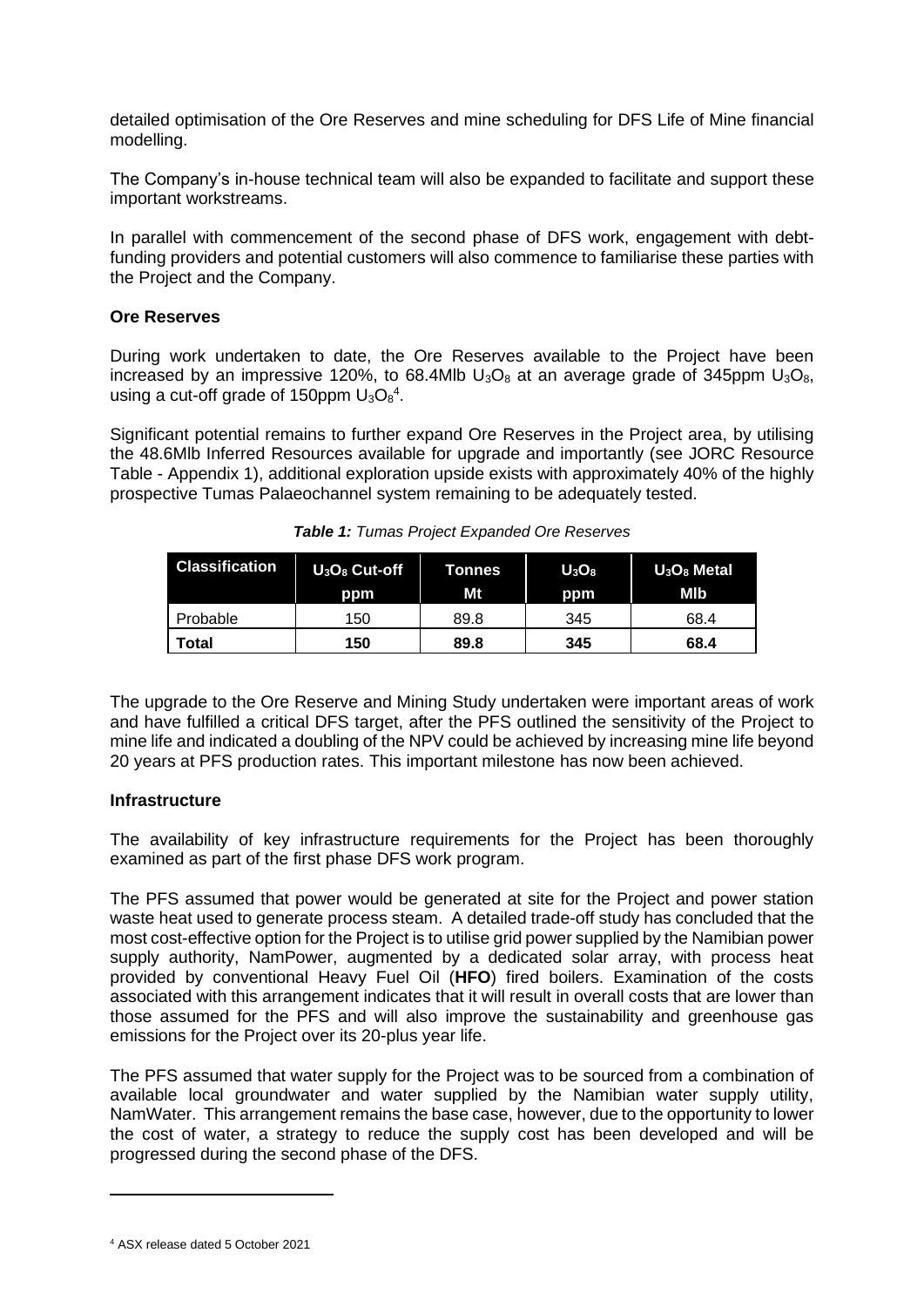detailed optimisation of the Ore Reserves and mine scheduling for DFS Life of Mine financial modelling.

The Company's in-house technical team will also be expanded to facilitate and support these important workstreams.

In parallel with commencement of the second phase of DFS work, engagement with debt-funding providers and potential customers will also commence to familiarise these parties with the Project and the Company.

## Ore Reserves

During work undertaken to date, the Ore Reserves available to the Project have been increased by an impressive 120%, to 68.4Mlb $U_3O_8$ at an average grade of 345ppm $U_3O_8$, using a cut-off grade of 150ppm $U_3O_8$[4].

Significant potential remains to further expand Ore Reserves in the Project area, by utilising the 48.6Mlb Inferred Resources available for upgrade and importantly (see JORC Resource Table - Appendix 1), additional exploration upside exists with approximately 40% of the highly prospective Tumas Palaeochannel system remaining to be adequately tested.

***Table 1:*** *Tumas Project Expanded Ore Reserves*

| Classification | $U_3O_8$ Cut-off ppm | Tonnes Mt | $U_3O_8$ ppm | $U_3O_8$ Metal Mlb |
|---|---|---|---|---|
| Probable | 150 | 89.8 | 345 | 68.4 |
| **Total** | **150** | **89.8** | **345** | **68.4** |

The upgrade to the Ore Reserve and Mining Study undertaken were important areas of work and have fulfilled a critical DFS target, after the PFS outlined the sensitivity of the Project to mine life and indicated a doubling of the NPV could be achieved by increasing mine life beyond 20 years at PFS production rates. This important milestone has now been achieved.

## Infrastructure

The availability of key infrastructure requirements for the Project has been thoroughly examined as part of the first phase DFS work program.

The PFS assumed that power would be generated at site for the Project and power station waste heat used to generate process steam. A detailed trade-off study has concluded that the most cost-effective option for the Project is to utilise grid power supplied by the Namibian power supply authority, NamPower, augmented by a dedicated solar array, with process heat provided by conventional Heavy Fuel Oil (**HFO**) fired boilers. Examination of the costs associated with this arrangement indicates that it will result in overall costs that are lower than those assumed for the PFS and will also improve the sustainability and greenhouse gas emissions for the Project over its 20-plus year life.

The PFS assumed that water supply for the Project was to be sourced from a combination of available local groundwater and water supplied by the Namibian water supply utility, NamWater. This arrangement remains the base case, however, due to the opportunity to lower the cost of water, a strategy to reduce the supply cost has been developed and will be progressed during the second phase of the DFS.

---

[4] ASX release dated 5 October 2021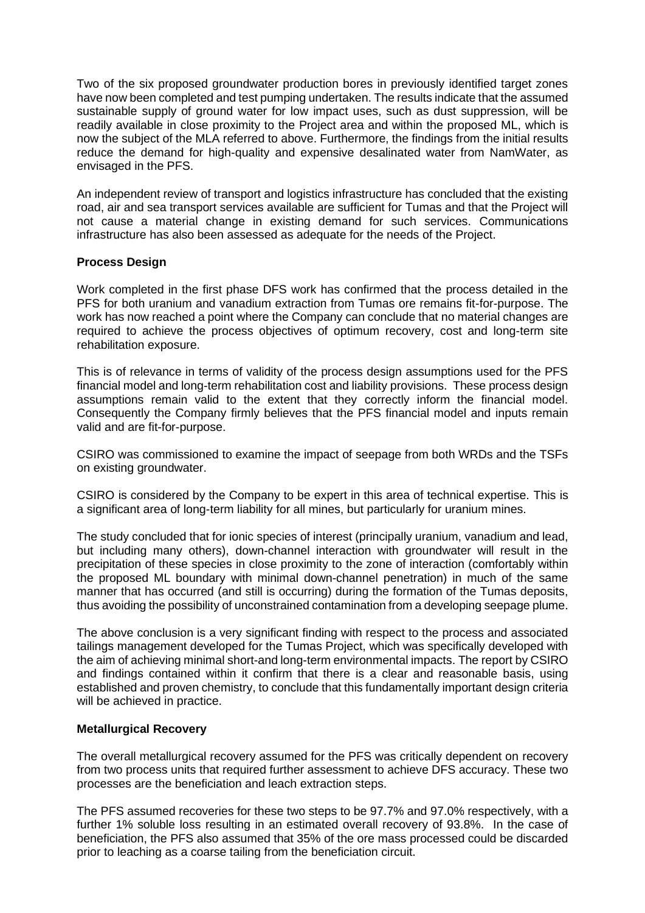Two of the six proposed groundwater production bores in previously identified target zones have now been completed and test pumping undertaken. The results indicate that the assumed sustainable supply of ground water for low impact uses, such as dust suppression, will be readily available in close proximity to the Project area and within the proposed ML, which is now the subject of the MLA referred to above. Furthermore, the findings from the initial results reduce the demand for high-quality and expensive desalinated water from NamWater, as envisaged in the PFS.

An independent review of transport and logistics infrastructure has concluded that the existing road, air and sea transport services available are sufficient for Tumas and that the Project will not cause a material change in existing demand for such services. Communications infrastructure has also been assessed as adequate for the needs of the Project.

**Process Design**

Work completed in the first phase DFS work has confirmed that the process detailed in the PFS for both uranium and vanadium extraction from Tumas ore remains fit-for-purpose. The work has now reached a point where the Company can conclude that no material changes are required to achieve the process objectives of optimum recovery, cost and long-term site rehabilitation exposure.

This is of relevance in terms of validity of the process design assumptions used for the PFS financial model and long-term rehabilitation cost and liability provisions. These process design assumptions remain valid to the extent that they correctly inform the financial model. Consequently the Company firmly believes that the PFS financial model and inputs remain valid and are fit-for-purpose.

CSIRO was commissioned to examine the impact of seepage from both WRDs and the TSFs on existing groundwater.

CSIRO is considered by the Company to be expert in this area of technical expertise. This is a significant area of long-term liability for all mines, but particularly for uranium mines.

The study concluded that for ionic species of interest (principally uranium, vanadium and lead, but including many others), down-channel interaction with groundwater will result in the precipitation of these species in close proximity to the zone of interaction (comfortably within the proposed ML boundary with minimal down-channel penetration) in much of the same manner that has occurred (and still is occurring) during the formation of the Tumas deposits, thus avoiding the possibility of unconstrained contamination from a developing seepage plume.

The above conclusion is a very significant finding with respect to the process and associated tailings management developed for the Tumas Project, which was specifically developed with the aim of achieving minimal short-and long-term environmental impacts. The report by CSIRO and findings contained within it confirm that there is a clear and reasonable basis, using established and proven chemistry, to conclude that this fundamentally important design criteria will be achieved in practice.

**Metallurgical Recovery**

The overall metallurgical recovery assumed for the PFS was critically dependent on recovery from two process units that required further assessment to achieve DFS accuracy. These two processes are the beneficiation and leach extraction steps.

The PFS assumed recoveries for these two steps to be 97.7% and 97.0% respectively, with a further 1% soluble loss resulting in an estimated overall recovery of 93.8%. In the case of beneficiation, the PFS also assumed that 35% of the ore mass processed could be discarded prior to leaching as a coarse tailing from the beneficiation circuit.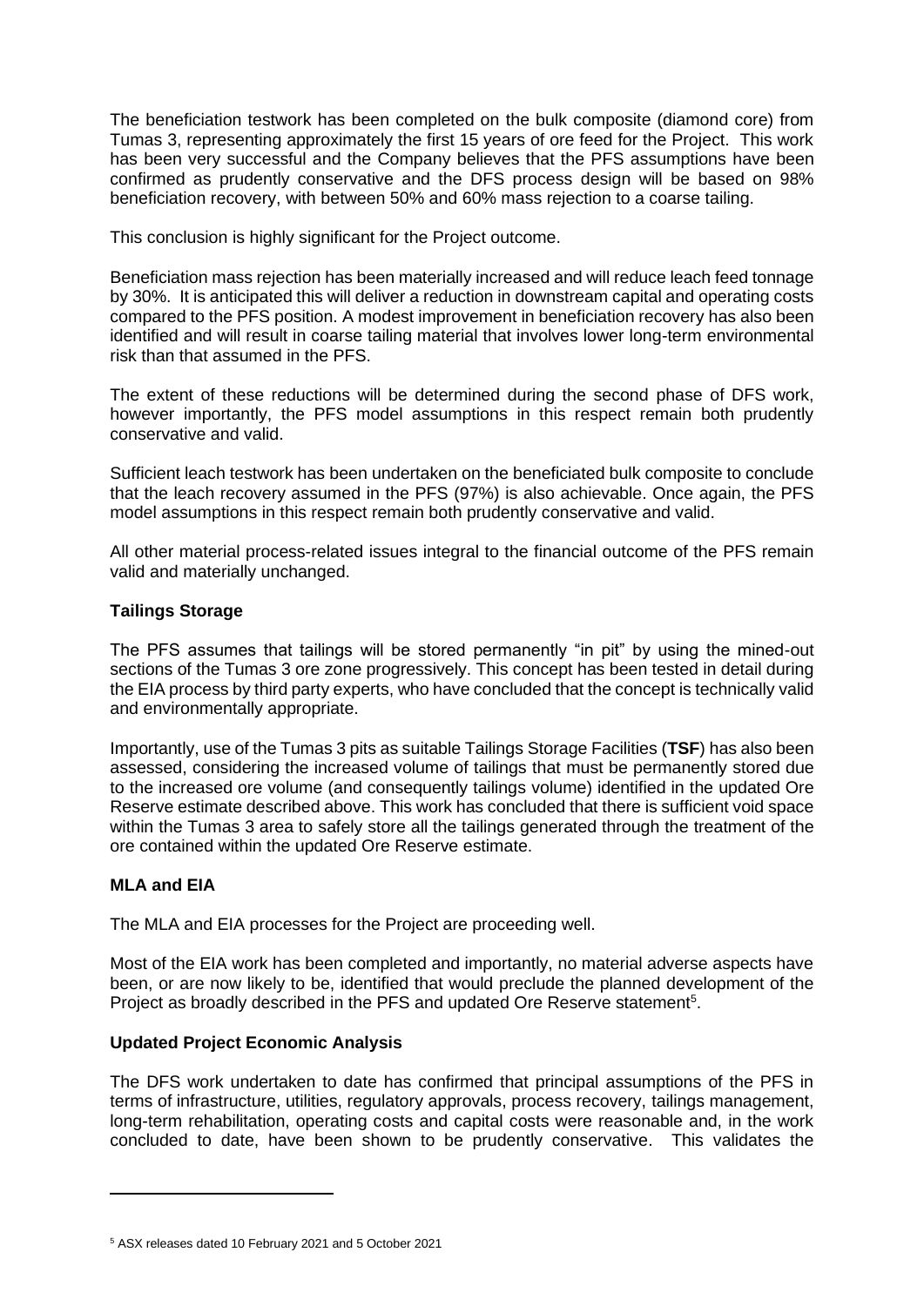The beneficiation testwork has been completed on the bulk composite (diamond core) from Tumas 3, representing approximately the first 15 years of ore feed for the Project. This work has been very successful and the Company believes that the PFS assumptions have been confirmed as prudently conservative and the DFS process design will be based on 98% beneficiation recovery, with between 50% and 60% mass rejection to a coarse tailing.

This conclusion is highly significant for the Project outcome.

Beneficiation mass rejection has been materially increased and will reduce leach feed tonnage by 30%. It is anticipated this will deliver a reduction in downstream capital and operating costs compared to the PFS position. A modest improvement in beneficiation recovery has also been identified and will result in coarse tailing material that involves lower long-term environmental risk than that assumed in the PFS.

The extent of these reductions will be determined during the second phase of DFS work, however importantly, the PFS model assumptions in this respect remain both prudently conservative and valid.

Sufficient leach testwork has been undertaken on the beneficiated bulk composite to conclude that the leach recovery assumed in the PFS (97%) is also achievable. Once again, the PFS model assumptions in this respect remain both prudently conservative and valid.

All other material process-related issues integral to the financial outcome of the PFS remain valid and materially unchanged.

**Tailings Storage**

The PFS assumes that tailings will be stored permanently "in pit" by using the mined-out sections of the Tumas 3 ore zone progressively. This concept has been tested in detail during the EIA process by third party experts, who have concluded that the concept is technically valid and environmentally appropriate.

Importantly, use of the Tumas 3 pits as suitable Tailings Storage Facilities (**TSF**) has also been assessed, considering the increased volume of tailings that must be permanently stored due to the increased ore volume (and consequently tailings volume) identified in the updated Ore Reserve estimate described above. This work has concluded that there is sufficient void space within the Tumas 3 area to safely store all the tailings generated through the treatment of the ore contained within the updated Ore Reserve estimate.

**MLA and EIA**

The MLA and EIA processes for the Project are proceeding well.

Most of the EIA work has been completed and importantly, no material adverse aspects have been, or are now likely to be, identified that would preclude the planned development of the Project as broadly described in the PFS and updated Ore Reserve statement[5].

**Updated Project Economic Analysis**

The DFS work undertaken to date has confirmed that principal assumptions of the PFS in terms of infrastructure, utilities, regulatory approvals, process recovery, tailings management, long-term rehabilitation, operating costs and capital costs were reasonable and, in the work concluded to date, have been shown to be prudently conservative. This validates the

[5] ASX releases dated 10 February 2021 and 5 October 2021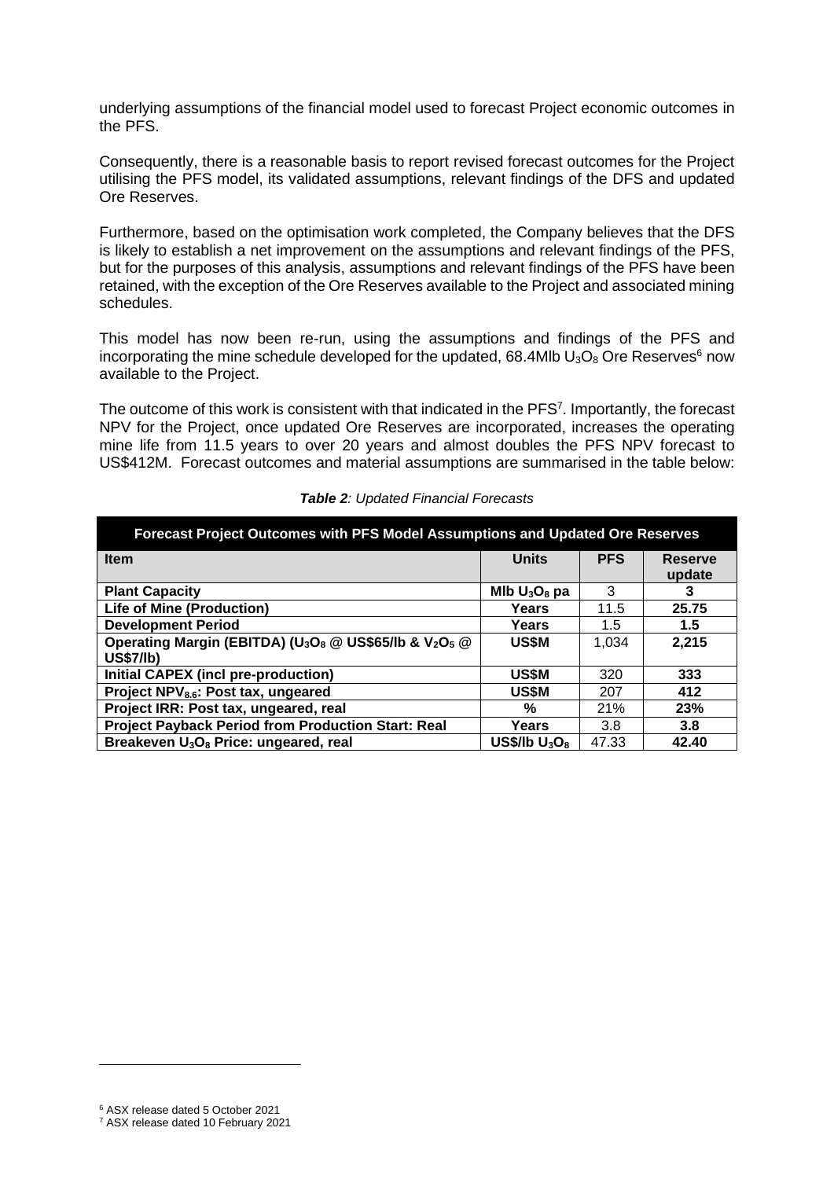underlying assumptions of the financial model used to forecast Project economic outcomes in the PFS.

Consequently, there is a reasonable basis to report revised forecast outcomes for the Project utilising the PFS model, its validated assumptions, relevant findings of the DFS and updated Ore Reserves.

Furthermore, based on the optimisation work completed, the Company believes that the DFS is likely to establish a net improvement on the assumptions and relevant findings of the PFS, but for the purposes of this analysis, assumptions and relevant findings of the PFS have been retained, with the exception of the Ore Reserves available to the Project and associated mining schedules.

This model has now been re-run, using the assumptions and findings of the PFS and incorporating the mine schedule developed for the updated, 68.4Mlb $U_3O_8$ Ore Reserves[6] now available to the Project.

The outcome of this work is consistent with that indicated in the PFS[7]. Importantly, the forecast NPV for the Project, once updated Ore Reserves are incorporated, increases the operating mine life from 11.5 years to over 20 years and almost doubles the PFS NPV forecast to US$412M. Forecast outcomes and material assumptions are summarised in the table below:

***Table 2**: Updated Financial Forecasts*

| **Forecast Project Outcomes with PFS Model Assumptions and Updated Ore Reserves** | | | |
|---|---|---|---|
| **Item** | **Units** | **PFS** | **Reserve update** |
| **Plant Capacity** | **Mlb $U_3O_8$ pa** | 3 | **3** |
| **Life of Mine (Production)** | **Years** | 11.5 | **25.75** |
| **Development Period** | **Years** | 1.5 | **1.5** |
| **Operating Margin (EBITDA) ($U_3O_8$ @ US$65/lb & $V_2O_5$ @ US$7/lb)** | **US$M** | 1,034 | **2,215** |
| **Initial CAPEX (incl pre-production)** | **US$M** | 320 | **333** |
| **Project $NPV_{8.6}$: Post tax, ungeared** | **US$M** | 207 | **412** |
| **Project IRR: Post tax, ungeared, real** | **%** | 21% | **23%** |
| **Project Payback Period from Production Start: Real** | **Years** | 3.8 | **3.8** |
| **Breakeven $U_3O_8$ Price: ungeared, real** | **US$/lb $U_3O_8$** | 47.33 | **42.40** |

[6] ASX release dated 5 October 2021
[7] ASX release dated 10 February 2021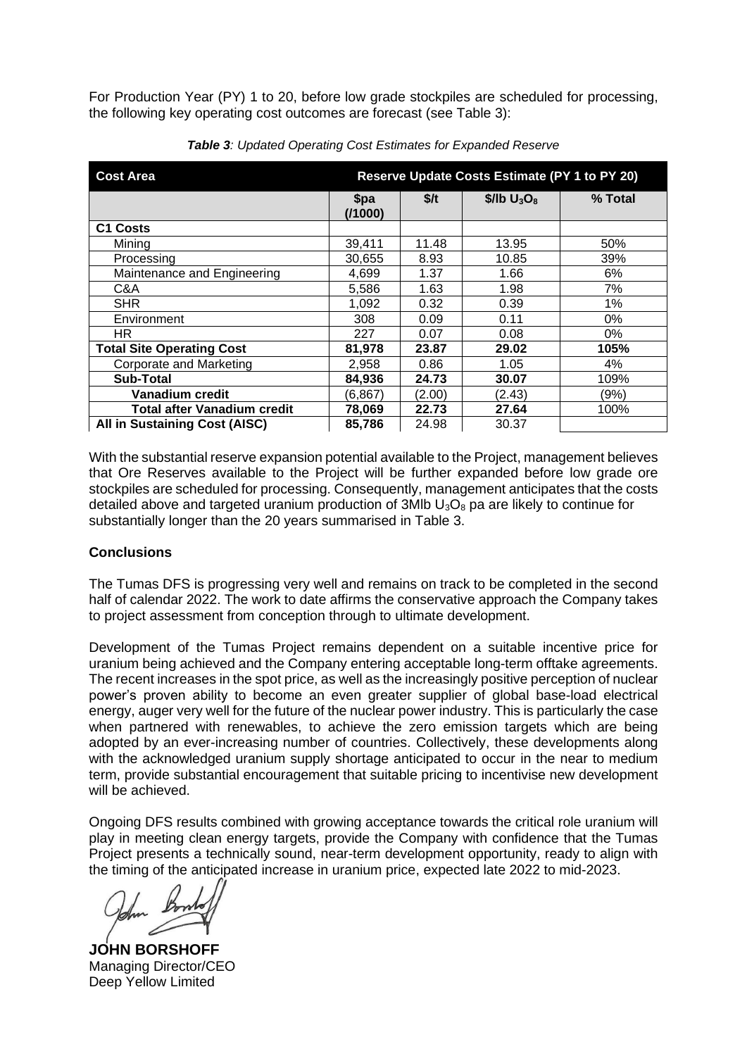For Production Year (PY) 1 to 20, before low grade stockpiles are scheduled for processing, the following key operating cost outcomes are forecast (see Table 3):

***Table 3**: Updated Operating Cost Estimates for Expanded Reserve*

| **Cost Area** | **Reserve Update Costs Estimate (PY 1 to PY 20)** | | | |
|---|---|---|---|---|
| | **\$pa (/1000)** | **\$/t** | **\$/lb $U_3O_8$** | **% Total** |
| **C1 Costs** | | | | |
| Mining | 39,411 | 11.48 | 13.95 | 50% |
| Processing | 30,655 | 8.93 | 10.85 | 39% |
| Maintenance and Engineering | 4,699 | 1.37 | 1.66 | 6% |
| C&A | 5,586 | 1.63 | 1.98 | 7% |
| SHR | 1,092 | 0.32 | 0.39 | 1% |
| Environment | 308 | 0.09 | 0.11 | 0% |
| HR | 227 | 0.07 | 0.08 | 0% |
| **Total Site Operating Cost** | **81,978** | **23.87** | **29.02** | **105%** |
| Corporate and Marketing | 2,958 | 0.86 | 1.05 | 4% |
| **Sub-Total** | **84,936** | **24.73** | **30.07** | **109%** |
| **Vanadium credit** | (6,867) | (2.00) | (2.43) | (9%) |
| **Total after Vanadium credit** | **78,069** | **22.73** | **27.64** | **100%** |
| **All in Sustaining Cost (AISC)** | **85,786** | 24.98 | 30.37 | |

With the substantial reserve expansion potential available to the Project, management believes that Ore Reserves available to the Project will be further expanded before low grade ore stockpiles are scheduled for processing. Consequently, management anticipates that the costs detailed above and targeted uranium production of 3Mlb $U_3O_8$ pa are likely to continue for substantially longer than the 20 years summarised in Table 3.

## Conclusions

The Tumas DFS is progressing very well and remains on track to be completed in the second half of calendar 2022. The work to date affirms the conservative approach the Company takes to project assessment from conception through to ultimate development.

Development of the Tumas Project remains dependent on a suitable incentive price for uranium being achieved and the Company entering acceptable long-term offtake agreements. The recent increases in the spot price, as well as the increasingly positive perception of nuclear power's proven ability to become an even greater supplier of global base-load electrical energy, auger very well for the future of the nuclear power industry. This is particularly the case when partnered with renewables, to achieve the zero emission targets which are being adopted by an ever-increasing number of countries. Collectively, these developments along with the acknowledged uranium supply shortage anticipated to occur in the near to medium term, provide substantial encouragement that suitable pricing to incentivise new development will be achieved.

Ongoing DFS results combined with growing acceptance towards the critical role uranium will play in meeting clean energy targets, provide the Company with confidence that the Tumas Project presents a technically sound, near-term development opportunity, ready to align with the timing of the anticipated increase in uranium price, expected late 2022 to mid-2023.

**JOHN BORSHOFF**
Managing Director/CEO
Deep Yellow Limited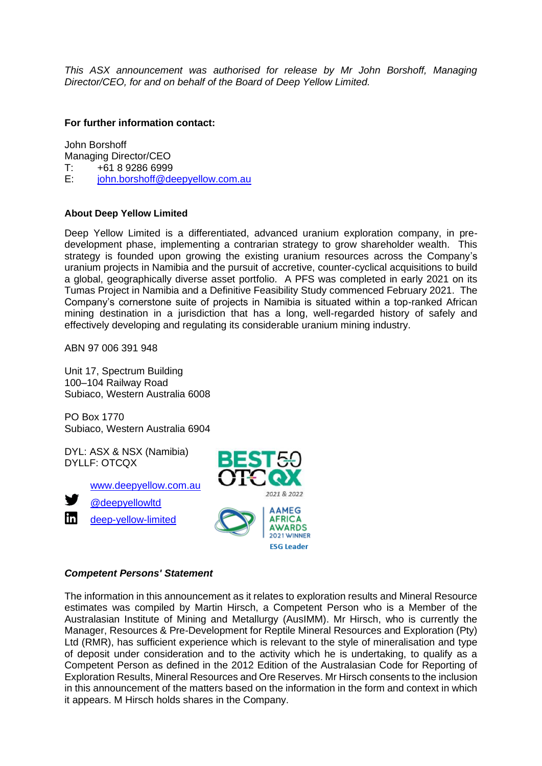*This ASX announcement was authorised for release by Mr John Borshoff, Managing Director/CEO, for and on behalf of the Board of Deep Yellow Limited.*

**For further information contact:**

John Borshoff
Managing Director/CEO
T: +61 8 9286 6999
E: john.borshoff@deepyellow.com.au

**About Deep Yellow Limited**

Deep Yellow Limited is a differentiated, advanced uranium exploration company, in pre-development phase, implementing a contrarian strategy to grow shareholder wealth. This strategy is founded upon growing the existing uranium resources across the Company's uranium projects in Namibia and the pursuit of accretive, counter-cyclical acquisitions to build a global, geographically diverse asset portfolio. A PFS was completed in early 2021 on its Tumas Project in Namibia and a Definitive Feasibility Study commenced February 2021. The Company's cornerstone suite of projects in Namibia is situated within a top-ranked African mining destination in a jurisdiction that has a long, well-regarded history of safely and effectively developing and regulating its considerable uranium mining industry.

ABN 97 006 391 948

Unit 17, Spectrum Building
100–104 Railway Road
Subiaco, Western Australia 6008

PO Box 1770
Subiaco, Western Australia 6904

DYL: ASX & NSX (Namibia)
DYLLF: OTCQX

www.deepyellow.com.au
@deepyellowltd
deep-yellow-limited

BEST 50 OTCQX 2021 & 2022

AAMEG AFRICA AWARDS 2021 WINNER ESG Leader

***Competent Persons' Statement***

The information in this announcement as it relates to exploration results and Mineral Resource estimates was compiled by Martin Hirsch, a Competent Person who is a Member of the Australasian Institute of Mining and Metallurgy (AusIMM). Mr Hirsch, who is currently the Manager, Resources & Pre-Development for Reptile Mineral Resources and Exploration (Pty) Ltd (RMR), has sufficient experience which is relevant to the style of mineralisation and type of deposit under consideration and to the activity which he is undertaking, to qualify as a Competent Person as defined in the 2012 Edition of the Australasian Code for Reporting of Exploration Results, Mineral Resources and Ore Reserves. Mr Hirsch consents to the inclusion in this announcement of the matters based on the information in the form and context in which it appears. M Hirsch holds shares in the Company.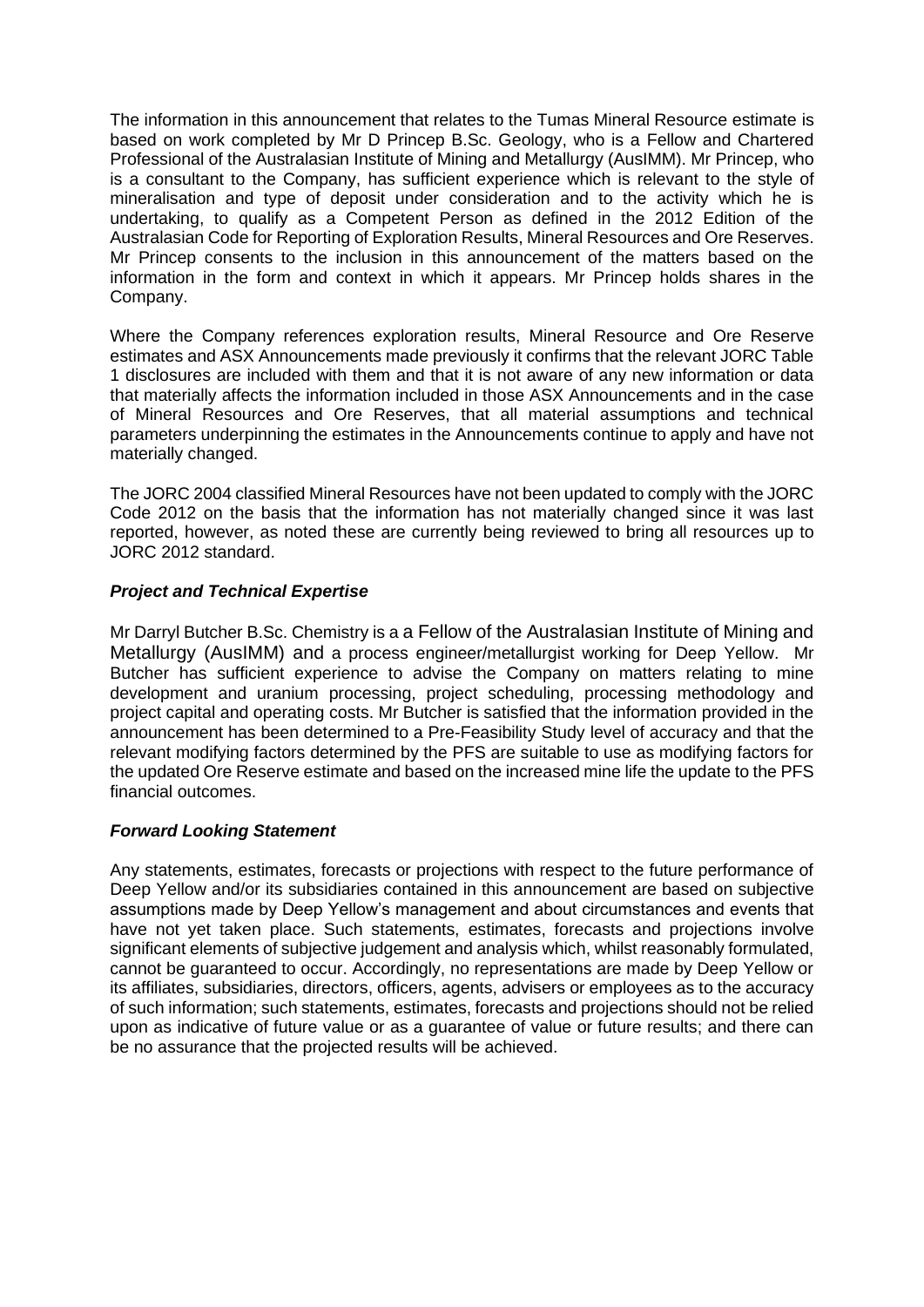The information in this announcement that relates to the Tumas Mineral Resource estimate is based on work completed by Mr D Princep B.Sc. Geology, who is a Fellow and Chartered Professional of the Australasian Institute of Mining and Metallurgy (AusIMM). Mr Princep, who is a consultant to the Company, has sufficient experience which is relevant to the style of mineralisation and type of deposit under consideration and to the activity which he is undertaking, to qualify as a Competent Person as defined in the 2012 Edition of the Australasian Code for Reporting of Exploration Results, Mineral Resources and Ore Reserves. Mr Princep consents to the inclusion in this announcement of the matters based on the information in the form and context in which it appears. Mr Princep holds shares in the Company.

Where the Company references exploration results, Mineral Resource and Ore Reserve estimates and ASX Announcements made previously it confirms that the relevant JORC Table 1 disclosures are included with them and that it is not aware of any new information or data that materially affects the information included in those ASX Announcements and in the case of Mineral Resources and Ore Reserves, that all material assumptions and technical parameters underpinning the estimates in the Announcements continue to apply and have not materially changed.

The JORC 2004 classified Mineral Resources have not been updated to comply with the JORC Code 2012 on the basis that the information has not materially changed since it was last reported, however, as noted these are currently being reviewed to bring all resources up to JORC 2012 standard.

### *Project and Technical Expertise*

Mr Darryl Butcher B.Sc. Chemistry is a a Fellow of the Australasian Institute of Mining and Metallurgy (AusIMM) and a process engineer/metallurgist working for Deep Yellow. Mr Butcher has sufficient experience to advise the Company on matters relating to mine development and uranium processing, project scheduling, processing methodology and project capital and operating costs. Mr Butcher is satisfied that the information provided in the announcement has been determined to a Pre-Feasibility Study level of accuracy and that the relevant modifying factors determined by the PFS are suitable to use as modifying factors for the updated Ore Reserve estimate and based on the increased mine life the update to the PFS financial outcomes.

### *Forward Looking Statement*

Any statements, estimates, forecasts or projections with respect to the future performance of Deep Yellow and/or its subsidiaries contained in this announcement are based on subjective assumptions made by Deep Yellow's management and about circumstances and events that have not yet taken place. Such statements, estimates, forecasts and projections involve significant elements of subjective judgement and analysis which, whilst reasonably formulated, cannot be guaranteed to occur. Accordingly, no representations are made by Deep Yellow or its affiliates, subsidiaries, directors, officers, agents, advisers or employees as to the accuracy of such information; such statements, estimates, forecasts and projections should not be relied upon as indicative of future value or as a guarantee of value or future results; and there can be no assurance that the projected results will be achieved.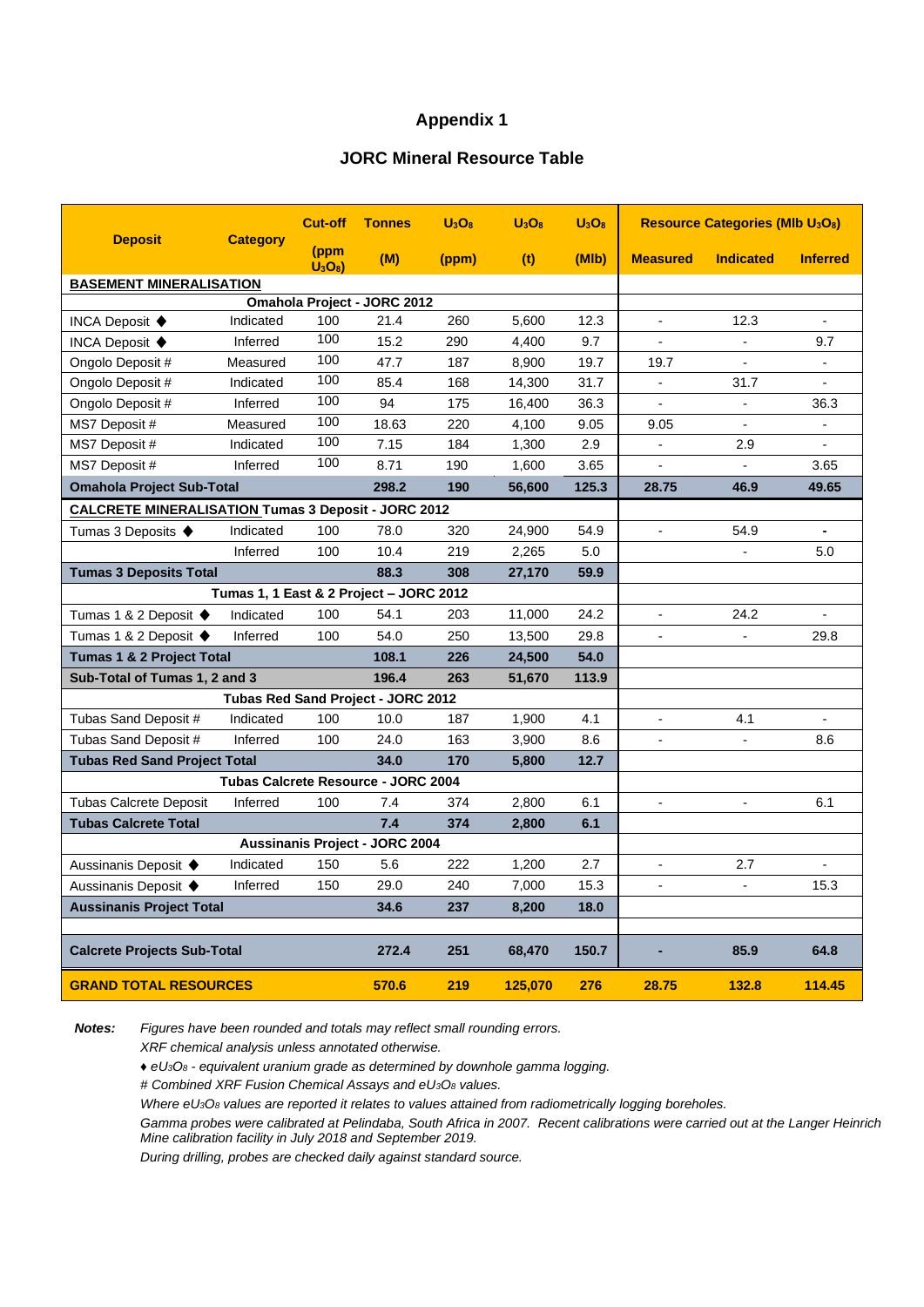## Appendix 1

## JORC Mineral Resource Table

| Deposit | Category | Cut-off (ppm $U_3O_8$) | Tonnes (M) | $U_3O_8$ (ppm) | $U_3O_8$ (t) | $U_3O_8$ (Mlb) | Resource Categories (Mlb $U_3O_8$) Measured | Indicated | Inferred |
|---|---|---|---|---|---|---|---|---|---|
| **BASEMENT MINERALISATION** | | | | | | | | | |
| **Omahola Project - JORC 2012** | | | | | | | | | |
| INCA Deposit ♦ | Indicated | 100 | 21.4 | 260 | 5,600 | 12.3 | - | 12.3 | - |
| INCA Deposit ♦ | Inferred | 100 | 15.2 | 290 | 4,400 | 9.7 | - | - | 9.7 |
| Ongolo Deposit # | Measured | 100 | 47.7 | 187 | 8,900 | 19.7 | 19.7 | - | - |
| Ongolo Deposit # | Indicated | 100 | 85.4 | 168 | 14,300 | 31.7 | - | 31.7 | - |
| Ongolo Deposit # | Inferred | 100 | 94 | 175 | 16,400 | 36.3 | - | - | 36.3 |
| MS7 Deposit # | Measured | 100 | 18.63 | 220 | 4,100 | 9.05 | 9.05 | - | - |
| MS7 Deposit # | Indicated | 100 | 7.15 | 184 | 1,300 | 2.9 | - | 2.9 | - |
| MS7 Deposit # | Inferred | 100 | 8.71 | 190 | 1,600 | 3.65 | - | - | 3.65 |
| **Omahola Project Sub-Total** | | | **298.2** | **190** | **56,600** | **125.3** | **28.75** | **46.9** | **49.65** |
| **CALCRETE MINERALISATION Tumas 3 Deposit - JORC 2012** | | | | | | | | | |
| Tumas 3 Deposits ♦ | Indicated | 100 | 78.0 | 320 | 24,900 | 54.9 | - | 54.9 | - |
| | Inferred | 100 | 10.4 | 219 | 2,265 | 5.0 | | - | 5.0 |
| **Tumas 3 Deposits Total** | | | **88.3** | **308** | **27,170** | **59.9** | | | |
| **Tumas 1, 1 East & 2 Project – JORC 2012** | | | | | | | | | |
| Tumas 1 & 2 Deposit ♦ | Indicated | 100 | 54.1 | 203 | 11,000 | 24.2 | - | 24.2 | - |
| Tumas 1 & 2 Deposit ♦ | Inferred | 100 | 54.0 | 250 | 13,500 | 29.8 | - | - | 29.8 |
| **Tumas 1 & 2 Project Total** | | | **108.1** | **226** | **24,500** | **54.0** | | | |
| **Sub-Total of Tumas 1, 2 and 3** | | | **196.4** | **263** | **51,670** | **113.9** | | | |
| **Tubas Red Sand Project - JORC 2012** | | | | | | | | | |
| Tubas Sand Deposit # | Indicated | 100 | 10.0 | 187 | 1,900 | 4.1 | - | 4.1 | - |
| Tubas Sand Deposit # | Inferred | 100 | 24.0 | 163 | 3,900 | 8.6 | - | - | 8.6 |
| **Tubas Red Sand Project Total** | | | **34.0** | **170** | **5,800** | **12.7** | | | |
| **Tubas Calcrete Resource - JORC 2004** | | | | | | | | | |
| Tubas Calcrete Deposit | Inferred | 100 | 7.4 | 374 | 2,800 | 6.1 | - | - | 6.1 |
| **Tubas Calcrete Total** | | | **7.4** | **374** | **2,800** | **6.1** | | | |
| **Aussinanis Project - JORC 2004** | | | | | | | | | |
| Aussinanis Deposit ♦ | Indicated | 150 | 5.6 | 222 | 1,200 | 2.7 | - | 2.7 | - |
| Aussinanis Deposit ♦ | Inferred | 150 | 29.0 | 240 | 7,000 | 15.3 | - | - | 15.3 |
| **Aussinanis Project Total** | | | **34.6** | **237** | **8,200** | **18.0** | | | |
| **Calcrete Projects Sub-Total** | | | **272.4** | **251** | **68,470** | **150.7** | **-** | **85.9** | **64.8** |
| **GRAND TOTAL RESOURCES** | | | **570.6** | **219** | **125,070** | **276** | **28.75** | **132.8** | **114.45** |

***Notes:*** *Figures have been rounded and totals may reflect small rounding errors.*

*XRF chemical analysis unless annotated otherwise.*

*♦ $eU_3O_8$ - equivalent uranium grade as determined by downhole gamma logging.*

*# Combined XRF Fusion Chemical Assays and $eU_3O_8$ values.*

*Where $eU_3O_8$ values are reported it relates to values attained from radiometrically logging boreholes.*

*Gamma probes were calibrated at Pelindaba, South Africa in 2007. Recent calibrations were carried out at the Langer Heinrich Mine calibration facility in July 2018 and September 2019.*

*During drilling, probes are checked daily against standard source.*